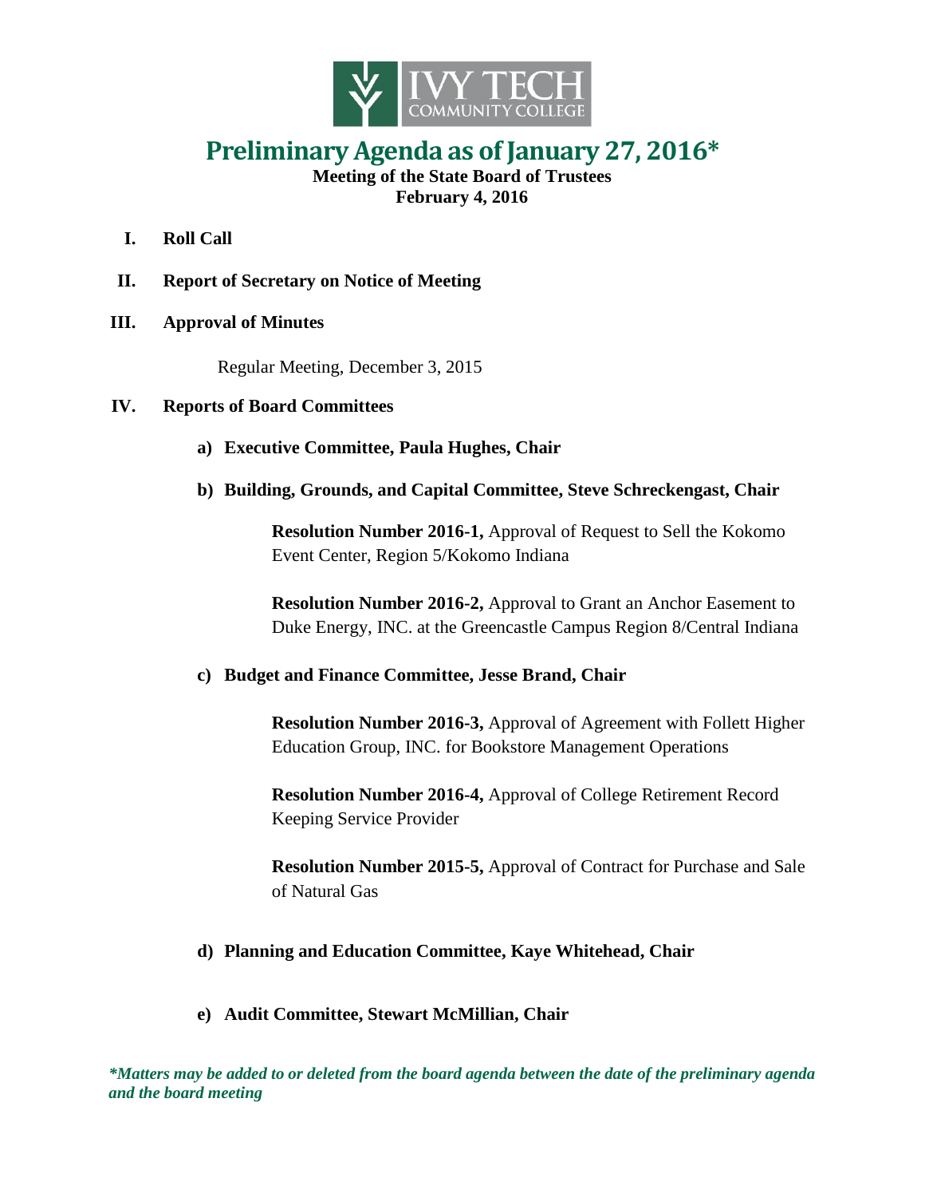# Preliminary Agenda as of January 27, 2016*

**Meeting of the State Board of Trustees**
**February 4, 2016**

**I. Roll Call**

**II. Report of Secretary on Notice of Meeting**

**III. Approval of Minutes**

Regular Meeting, December 3, 2015

**IV. Reports of Board Committees**

**a) Executive Committee, Paula Hughes, Chair**

**b) Building, Grounds, and Capital Committee, Steve Schreckengast, Chair**

**Resolution Number 2016-1,** Approval of Request to Sell the Kokomo Event Center, Region 5/Kokomo Indiana

**Resolution Number 2016-2,** Approval to Grant an Anchor Easement to Duke Energy, INC. at the Greencastle Campus Region 8/Central Indiana

**c) Budget and Finance Committee, Jesse Brand, Chair**

**Resolution Number 2016-3,** Approval of Agreement with Follett Higher Education Group, INC. for Bookstore Management Operations

**Resolution Number 2016-4,** Approval of College Retirement Record Keeping Service Provider

**Resolution Number 2015-5,** Approval of Contract for Purchase and Sale of Natural Gas

**d) Planning and Education Committee, Kaye Whitehead, Chair**

**e) Audit Committee, Stewart McMillian, Chair**

***Matters may be added to or deleted from the board agenda between the date of the preliminary agenda and the board meeting***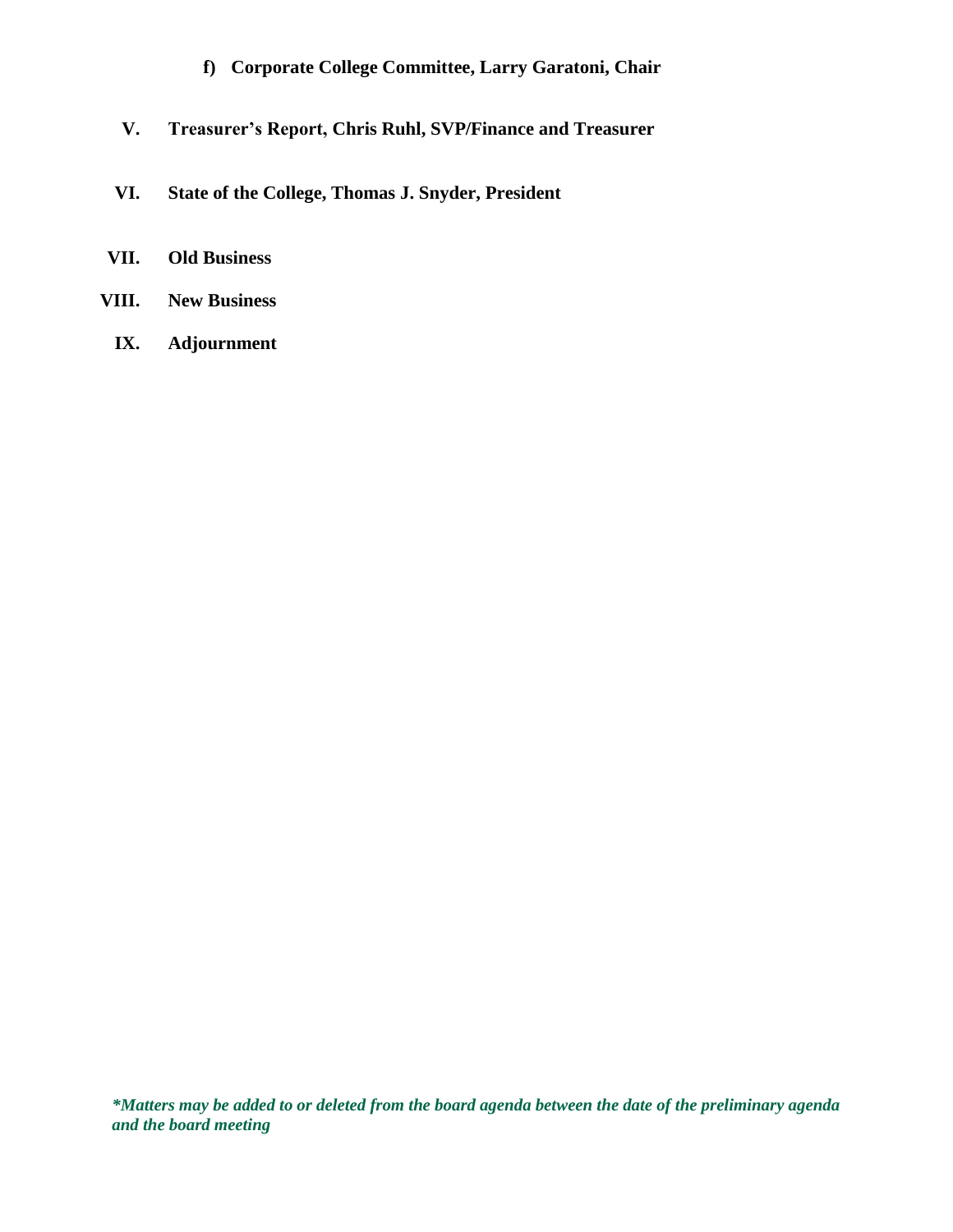**f) Corporate College Committee, Larry Garatoni, Chair**

**V. Treasurer's Report, Chris Ruhl, SVP/Finance and Treasurer**

**VI. State of the College, Thomas J. Snyder, President**

**VII. Old Business**

**VIII. New Business**

**IX. Adjournment**

***Matters may be added to or deleted from the board agenda between the date of the preliminary agenda and the board meeting***